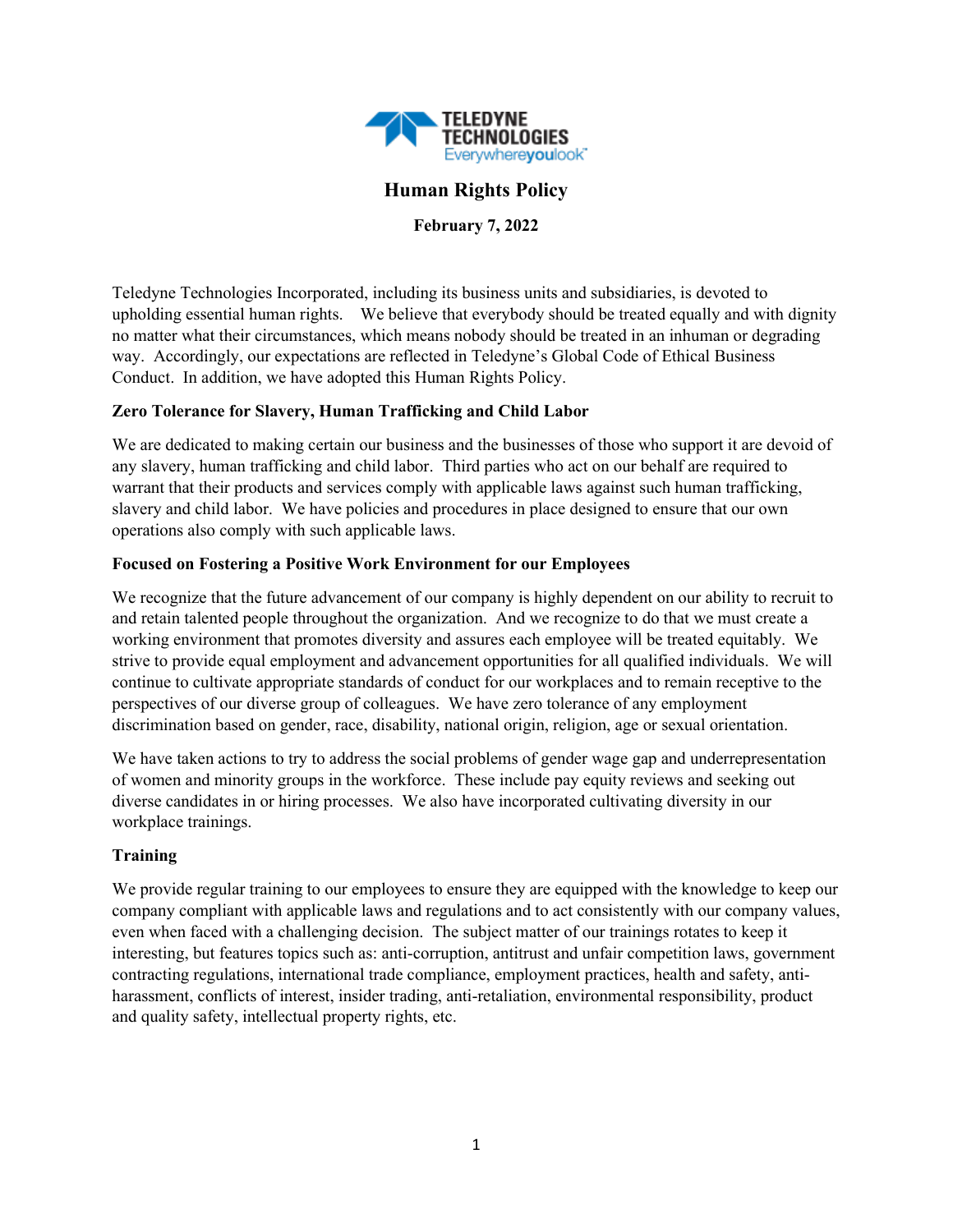# Human Rights Policy

**February 7, 2022**

Teledyne Technologies Incorporated, including its business units and subsidiaries, is devoted to upholding essential human rights. We believe that everybody should be treated equally and with dignity no matter what their circumstances, which means nobody should be treated in an inhuman or degrading way. Accordingly, our expectations are reflected in Teledyne's Global Code of Ethical Business Conduct. In addition, we have adopted this Human Rights Policy.

**Zero Tolerance for Slavery, Human Trafficking and Child Labor**

We are dedicated to making certain our business and the businesses of those who support it are devoid of any slavery, human trafficking and child labor. Third parties who act on our behalf are required to warrant that their products and services comply with applicable laws against such human trafficking, slavery and child labor. We have policies and procedures in place designed to ensure that our own operations also comply with such applicable laws.

**Focused on Fostering a Positive Work Environment for our Employees**

We recognize that the future advancement of our company is highly dependent on our ability to recruit to and retain talented people throughout the organization. And we recognize to do that we must create a working environment that promotes diversity and assures each employee will be treated equitably. We strive to provide equal employment and advancement opportunities for all qualified individuals. We will continue to cultivate appropriate standards of conduct for our workplaces and to remain receptive to the perspectives of our diverse group of colleagues. We have zero tolerance of any employment discrimination based on gender, race, disability, national origin, religion, age or sexual orientation.

We have taken actions to try to address the social problems of gender wage gap and underrepresentation of women and minority groups in the workforce. These include pay equity reviews and seeking out diverse candidates in or hiring processes. We also have incorporated cultivating diversity in our workplace trainings.

**Training**

We provide regular training to our employees to ensure they are equipped with the knowledge to keep our company compliant with applicable laws and regulations and to act consistently with our company values, even when faced with a challenging decision. The subject matter of our trainings rotates to keep it interesting, but features topics such as: anti-corruption, antitrust and unfair competition laws, government contracting regulations, international trade compliance, employment practices, health and safety, anti-harassment, conflicts of interest, insider trading, anti-retaliation, environmental responsibility, product and quality safety, intellectual property rights, etc.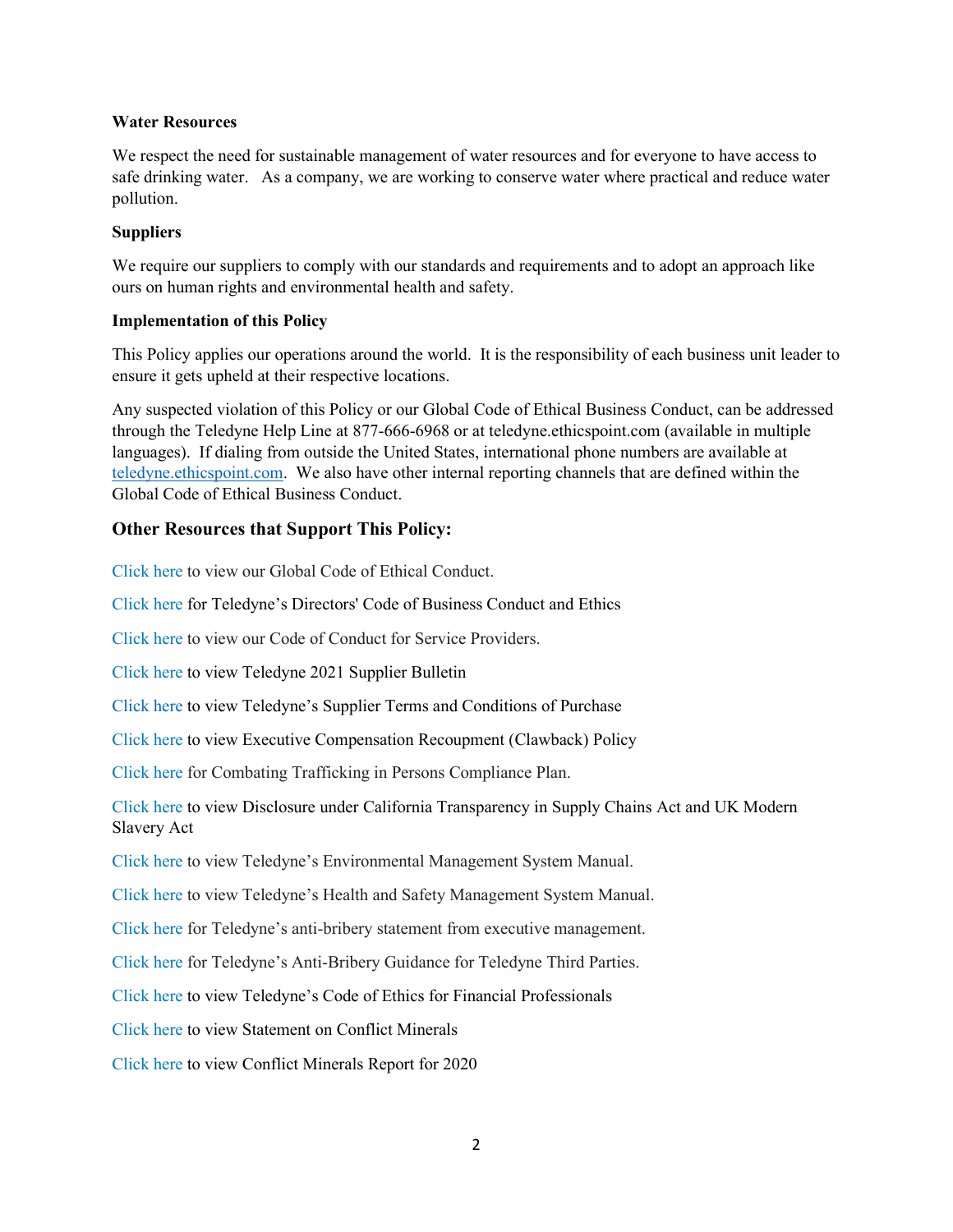**Water Resources**

We respect the need for sustainable management of water resources and for everyone to have access to safe drinking water. As a company, we are working to conserve water where practical and reduce water pollution.

**Suppliers**

We require our suppliers to comply with our standards and requirements and to adopt an approach like ours on human rights and environmental health and safety.

**Implementation of this Policy**

This Policy applies our operations around the world. It is the responsibility of each business unit leader to ensure it gets upheld at their respective locations.

Any suspected violation of this Policy or our Global Code of Ethical Business Conduct, can be addressed through the Teledyne Help Line at 877-666-6968 or at teledyne.ethicspoint.com (available in multiple languages). If dialing from outside the United States, international phone numbers are available at teledyne.ethicspoint.com. We also have other internal reporting channels that are defined within the Global Code of Ethical Business Conduct.

## Other Resources that Support This Policy:

Click here to view our Global Code of Ethical Conduct.

Click here for Teledyne's Directors' Code of Business Conduct and Ethics

Click here to view our Code of Conduct for Service Providers.

Click here to view Teledyne 2021 Supplier Bulletin

Click here to view Teledyne's Supplier Terms and Conditions of Purchase

Click here to view Executive Compensation Recoupment (Clawback) Policy

Click here for Combating Trafficking in Persons Compliance Plan.

Click here to view Disclosure under California Transparency in Supply Chains Act and UK Modern Slavery Act

Click here to view Teledyne's Environmental Management System Manual.

Click here to view Teledyne's Health and Safety Management System Manual.

Click here for Teledyne's anti-bribery statement from executive management.

Click here for Teledyne's Anti-Bribery Guidance for Teledyne Third Parties.

Click here to view Teledyne's Code of Ethics for Financial Professionals

Click here to view Statement on Conflict Minerals

Click here to view Conflict Minerals Report for 2020